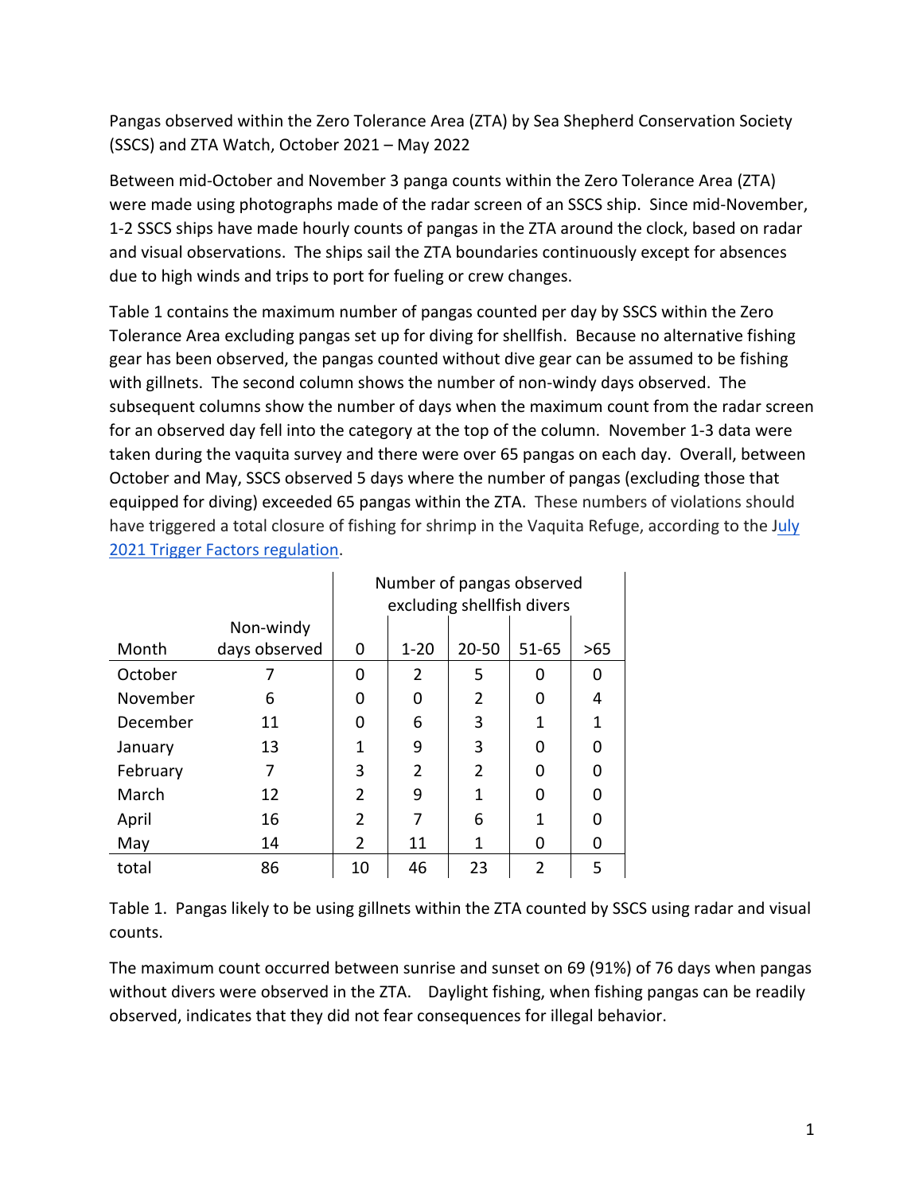Pangas observed within the Zero Tolerance Area (ZTA) by Sea Shepherd Conservation Society (SSCS) and ZTA Watch, October 2021 – May 2022

Between mid-October and November 3 panga counts within the Zero Tolerance Area (ZTA) were made using photographs made of the radar screen of an SSCS ship. Since mid-November, 1-2 SSCS ships have made hourly counts of pangas in the ZTA around the clock, based on radar and visual observations. The ships sail the ZTA boundaries continuously except for absences due to high winds and trips to port for fueling or crew changes.

Table 1 contains the maximum number of pangas counted per day by SSCS within the Zero Tolerance Area excluding pangas set up for diving for shellfish. Because no alternative fishing gear has been observed, the pangas counted without dive gear can be assumed to be fishing with gillnets. The second column shows the number of non-windy days observed. The subsequent columns show the number of days when the maximum count from the radar screen for an observed day fell into the category at the top of the column. November 1-3 data were taken during the vaquita survey and there were over 65 pangas on each day. Overall, between October and May, SSCS observed 5 days where the number of pangas (excluding those that equipped for diving) exceeded 65 pangas within the ZTA. These numbers of violations should have triggered a total closure of fishing for shrimp in the Vaquita Refuge, according to the [July 2021 Trigger Factors regulation](July 2021 Trigger Factors regulation).

| | | Number of pangas observed excluding shellfish divers | | | | |
|---|---|---|---|---|---|---|
| Month | Non-windy days observed | 0 | 1-20 | 20-50 | 51-65 | >65 |
| October | 7 | 0 | 2 | 5 | 0 | 0 |
| November | 6 | 0 | 0 | 2 | 0 | 4 |
| December | 11 | 0 | 6 | 3 | 1 | 1 |
| January | 13 | 1 | 9 | 3 | 0 | 0 |
| February | 7 | 3 | 2 | 2 | 0 | 0 |
| March | 12 | 2 | 9 | 1 | 0 | 0 |
| April | 16 | 2 | 7 | 6 | 1 | 0 |
| May | 14 | 2 | 11 | 1 | 0 | 0 |
| total | 86 | 10 | 46 | 23 | 2 | 5 |

Table 1. Pangas likely to be using gillnets within the ZTA counted by SSCS using radar and visual counts.

The maximum count occurred between sunrise and sunset on 69 (91%) of 76 days when pangas without divers were observed in the ZTA. Daylight fishing, when fishing pangas can be readily observed, indicates that they did not fear consequences for illegal behavior.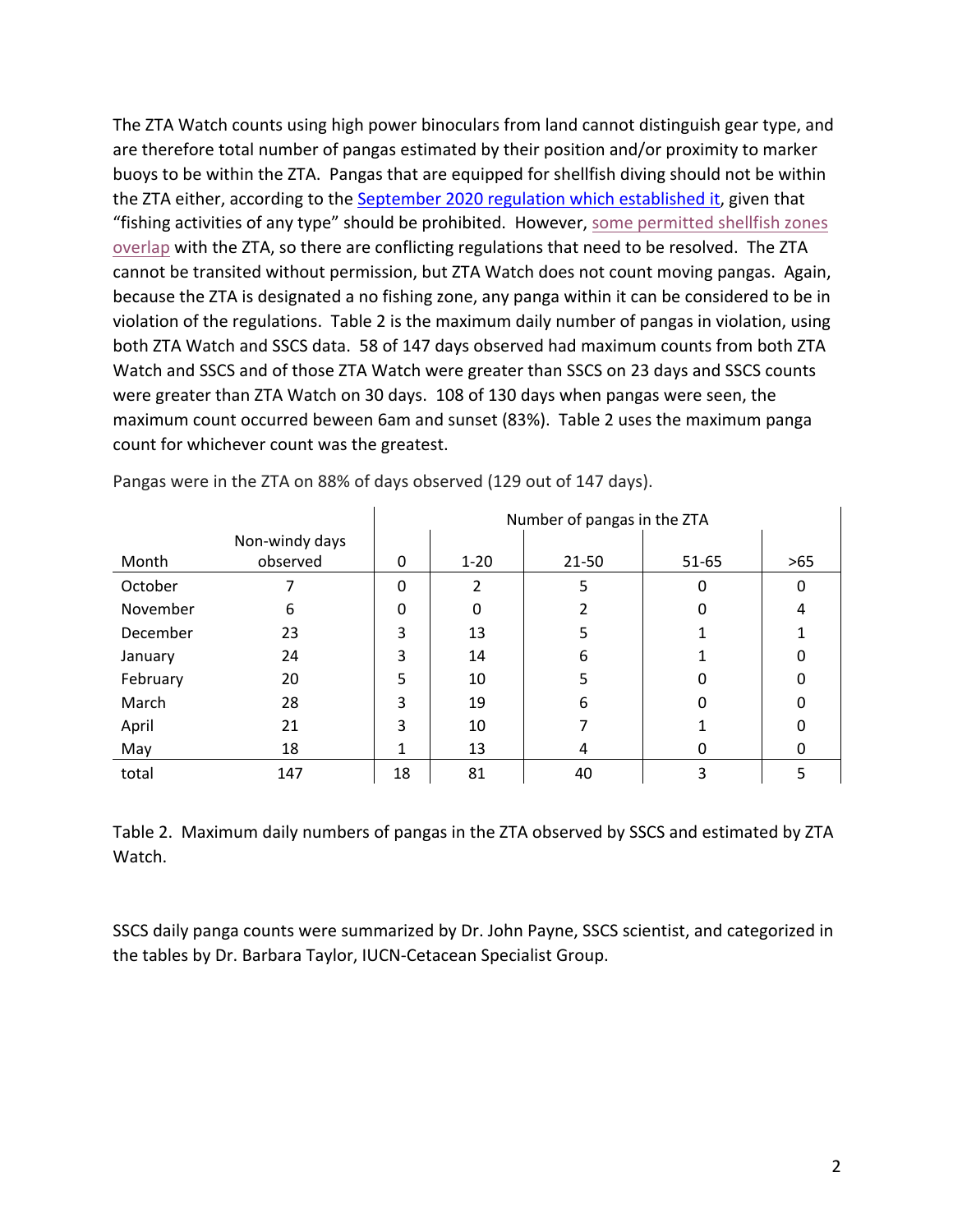The ZTA Watch counts using high power binoculars from land cannot distinguish gear type, and are therefore total number of pangas estimated by their position and/or proximity to marker buoys to be within the ZTA. Pangas that are equipped for shellfish diving should not be within the ZTA either, according to the September 2020 regulation which established it, given that "fishing activities of any type" should be prohibited. However, some permitted shellfish zones overlap with the ZTA, so there are conflicting regulations that need to be resolved. The ZTA cannot be transited without permission, but ZTA Watch does not count moving pangas. Again, because the ZTA is designated a no fishing zone, any panga within it can be considered to be in violation of the regulations. Table 2 is the maximum daily number of pangas in violation, using both ZTA Watch and SSCS data. 58 of 147 days observed had maximum counts from both ZTA Watch and SSCS and of those ZTA Watch were greater than SSCS on 23 days and SSCS counts were greater than ZTA Watch on 30 days. 108 of 130 days when pangas were seen, the maximum count occurred beween 6am and sunset (83%). Table 2 uses the maximum panga count for whichever count was the greatest.

Pangas were in the ZTA on 88% of days observed (129 out of 147 days).

| | | Number of pangas in the ZTA | | | | |
|---|---|---|---|---|---|---|
| Month | Non-windy days observed | 0 | 1-20 | 21-50 | 51-65 | >65 |
| October | 7 | 0 | 2 | 5 | 0 | 0 |
| November | 6 | 0 | 0 | 2 | 0 | 4 |
| December | 23 | 3 | 13 | 5 | 1 | 1 |
| January | 24 | 3 | 14 | 6 | 1 | 0 |
| February | 20 | 5 | 10 | 5 | 0 | 0 |
| March | 28 | 3 | 19 | 6 | 0 | 0 |
| April | 21 | 3 | 10 | 7 | 1 | 0 |
| May | 18 | 1 | 13 | 4 | 0 | 0 |
| total | 147 | 18 | 81 | 40 | 3 | 5 |

Table 2. Maximum daily numbers of pangas in the ZTA observed by SSCS and estimated by ZTA Watch.

SSCS daily panga counts were summarized by Dr. John Payne, SSCS scientist, and categorized in the tables by Dr. Barbara Taylor, IUCN-Cetacean Specialist Group.